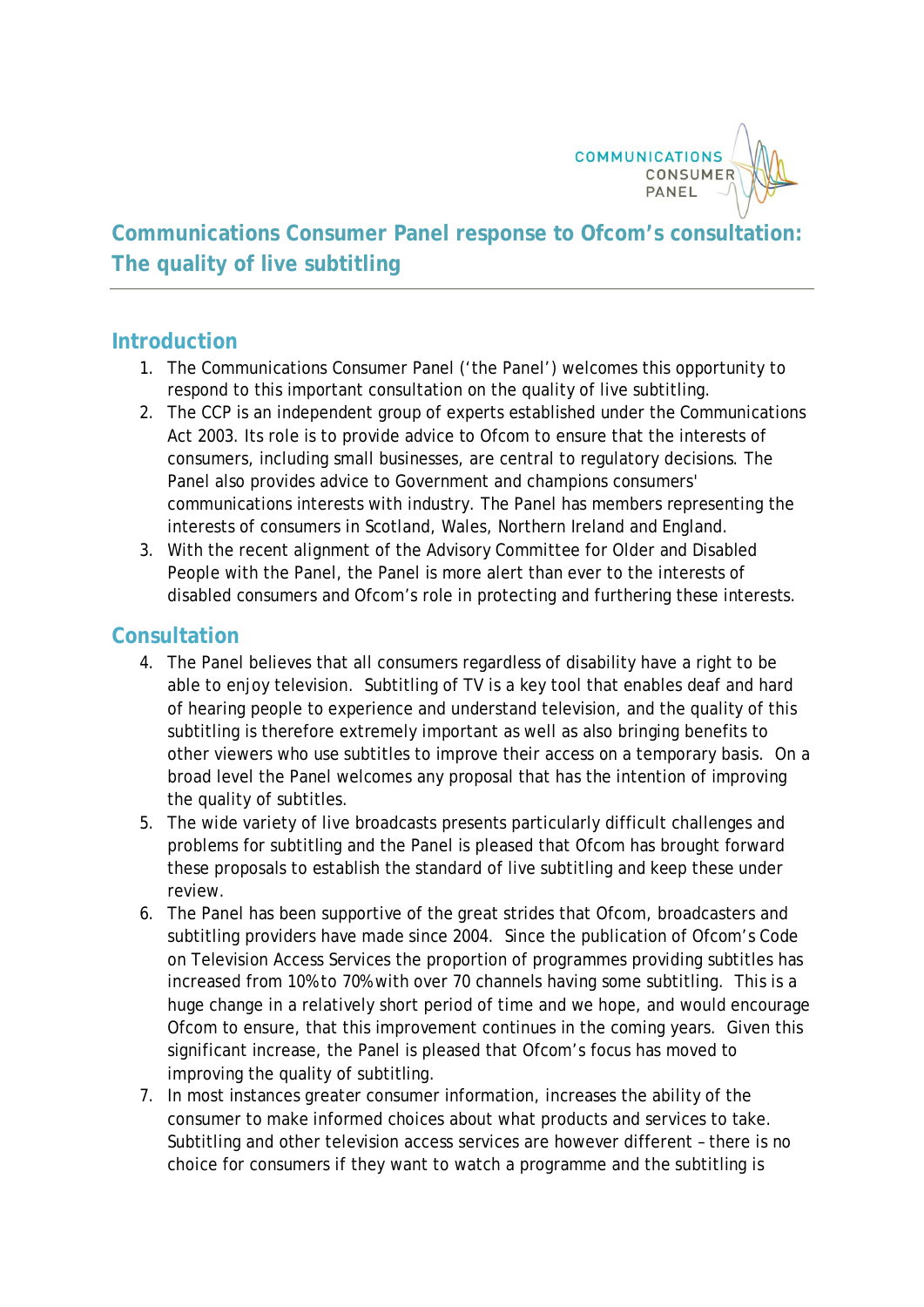# Communications Consumer Panel response to Ofcom's consultation: The quality of live subtitling

## Introduction

1. The Communications Consumer Panel ('the Panel') welcomes this opportunity to respond to this important consultation on the quality of live subtitling.
2. The CCP is an independent group of experts established under the Communications Act 2003. Its role is to provide advice to Ofcom to ensure that the interests of consumers, including small businesses, are central to regulatory decisions. The Panel also provides advice to Government and champions consumers' communications interests with industry. The Panel has members representing the interests of consumers in Scotland, Wales, Northern Ireland and England.
3. With the recent alignment of the Advisory Committee for Older and Disabled People with the Panel, the Panel is more alert than ever to the interests of disabled consumers and Ofcom's role in protecting and furthering these interests.

## Consultation

4. The Panel believes that all consumers regardless of disability have a right to be able to enjoy television. Subtitling of TV is a key tool that enables deaf and hard of hearing people to experience and understand television, and the quality of this subtitling is therefore extremely important as well as also bringing benefits to other viewers who use subtitles to improve their access on a temporary basis. On a broad level the Panel welcomes any proposal that has the intention of improving the quality of subtitles.
5. The wide variety of live broadcasts presents particularly difficult challenges and problems for subtitling and the Panel is pleased that Ofcom has brought forward these proposals to establish the standard of live subtitling and keep these under review.
6. The Panel has been supportive of the great strides that Ofcom, broadcasters and subtitling providers have made since 2004. Since the publication of Ofcom's Code on Television Access Services the proportion of programmes providing subtitles has increased from 10% to 70% with over 70 channels having some subtitling. This is a huge change in a relatively short period of time and we hope, and would encourage Ofcom to ensure, that this improvement continues in the coming years. Given this significant increase, the Panel is pleased that Ofcom's focus has moved to improving the quality of subtitling.
7. In most instances greater consumer information, increases the ability of the consumer to make informed choices about what products and services to take. Subtitling and other television access services are however different – there is no choice for consumers if they want to watch a programme and the subtitling is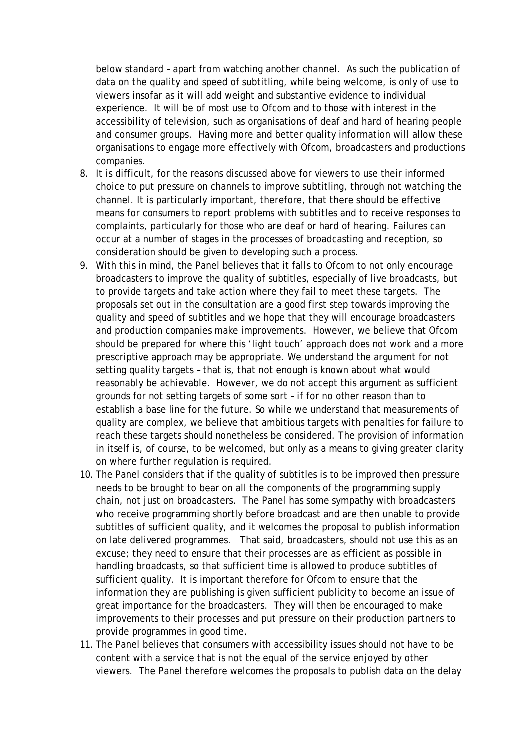below standard – apart from watching another channel. As such the publication of data on the quality and speed of subtitling, while being welcome, is only of use to viewers insofar as it will add weight and substantive evidence to individual experience. It will be of most use to Ofcom and to those with interest in the accessibility of television, such as organisations of deaf and hard of hearing people and consumer groups. Having more and better quality information will allow these organisations to engage more effectively with Ofcom, broadcasters and productions companies.

8. It is difficult, for the reasons discussed above for viewers to use their informed choice to put pressure on channels to improve subtitling, through not watching the channel. It is particularly important, therefore, that there should be effective means for consumers to report problems with subtitles and to receive responses to complaints, particularly for those who are deaf or hard of hearing. Failures can occur at a number of stages in the processes of broadcasting and reception, so consideration should be given to developing such a process.
9. With this in mind, the Panel believes that it falls to Ofcom to not only encourage broadcasters to improve the quality of subtitles, especially of live broadcasts, but to provide targets and take action where they fail to meet these targets. The proposals set out in the consultation are a good first step towards improving the quality and speed of subtitles and we hope that they will encourage broadcasters and production companies make improvements. However, we believe that Ofcom should be prepared for where this 'light touch' approach does not work and a more prescriptive approach may be appropriate. We understand the argument for not setting quality targets – that is, that not enough is known about what would reasonably be achievable. However, we do not accept this argument as sufficient grounds for not setting targets of some sort – if for no other reason than to establish a base line for the future. So while we understand that measurements of quality are complex, we believe that ambitious targets with penalties for failure to reach these targets should nonetheless be considered. The provision of information in itself is, of course, to be welcomed, but only as a means to giving greater clarity on where further regulation is required.
10. The Panel considers that if the quality of subtitles is to be improved then pressure needs to be brought to bear on all the components of the programming supply chain, not just on broadcasters. The Panel has some sympathy with broadcasters who receive programming shortly before broadcast and are then unable to provide subtitles of sufficient quality, and it welcomes the proposal to publish information on late delivered programmes. That said, broadcasters, should not use this as an excuse; they need to ensure that their processes are as efficient as possible in handling broadcasts, so that sufficient time is allowed to produce subtitles of sufficient quality. It is important therefore for Ofcom to ensure that the information they are publishing is given sufficient publicity to become an issue of great importance for the broadcasters. They will then be encouraged to make improvements to their processes and put pressure on their production partners to provide programmes in good time.
11. The Panel believes that consumers with accessibility issues should not have to be content with a service that is not the equal of the service enjoyed by other viewers. The Panel therefore welcomes the proposals to publish data on the delay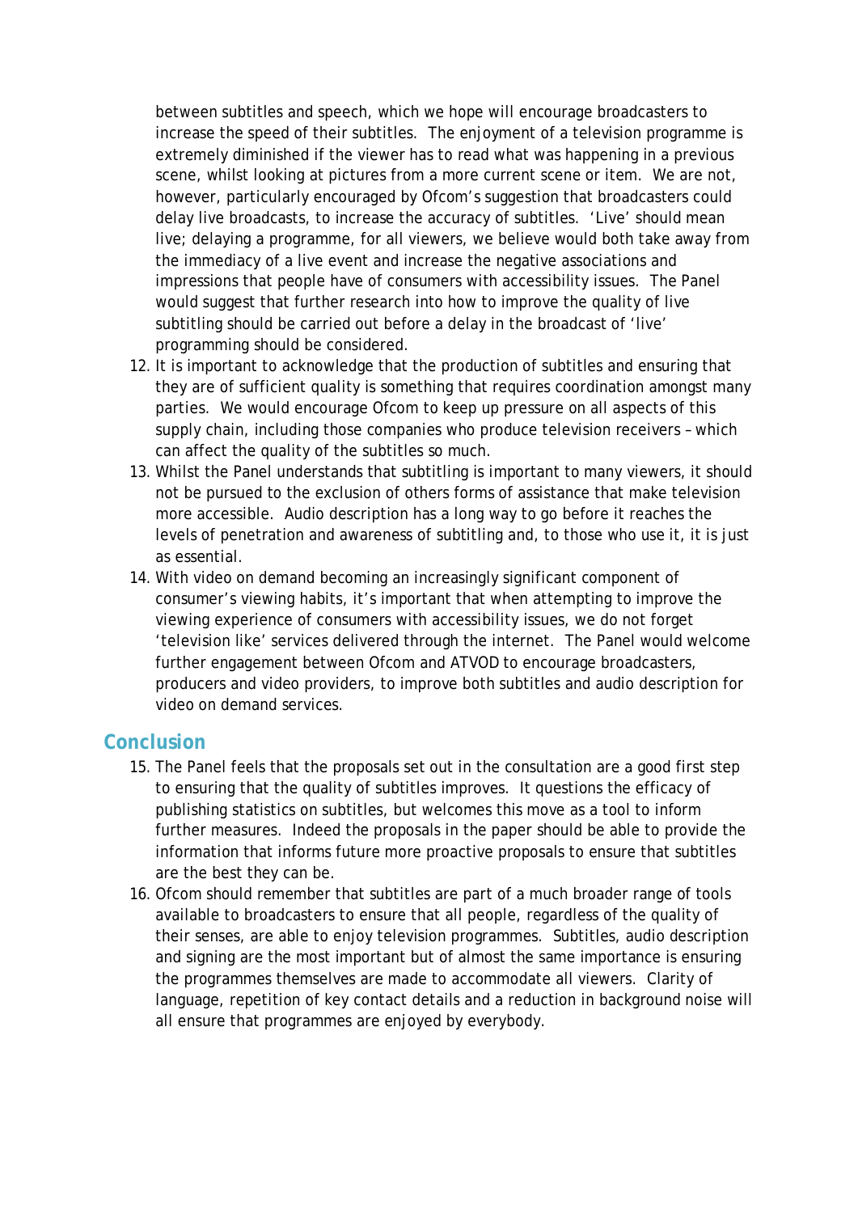between subtitles and speech, which we hope will encourage broadcasters to increase the speed of their subtitles. The enjoyment of a television programme is extremely diminished if the viewer has to read what was happening in a previous scene, whilst looking at pictures from a more current scene or item. We are not, however, particularly encouraged by Ofcom's suggestion that broadcasters could delay live broadcasts, to increase the accuracy of subtitles. 'Live' should mean live; delaying a programme, for all viewers, we believe would both take away from the immediacy of a live event and increase the negative associations and impressions that people have of consumers with accessibility issues. The Panel would suggest that further research into how to improve the quality of live subtitling should be carried out before a delay in the broadcast of 'live' programming should be considered.

12. It is important to acknowledge that the production of subtitles and ensuring that they are of sufficient quality is something that requires coordination amongst many parties. We would encourage Ofcom to keep up pressure on all aspects of this supply chain, including those companies who produce television receivers – which can affect the quality of the subtitles so much.
13. Whilst the Panel understands that subtitling is important to many viewers, it should not be pursued to the exclusion of others forms of assistance that make television more accessible. Audio description has a long way to go before it reaches the levels of penetration and awareness of subtitling and, to those who use it, it is just as essential.
14. With video on demand becoming an increasingly significant component of consumer's viewing habits, it's important that when attempting to improve the viewing experience of consumers with accessibility issues, we do not forget 'television like' services delivered through the internet. The Panel would welcome further engagement between Ofcom and ATVOD to encourage broadcasters, producers and video providers, to improve both subtitles and audio description for video on demand services.

## Conclusion

15. The Panel feels that the proposals set out in the consultation are a good first step to ensuring that the quality of subtitles improves. It questions the efficacy of publishing statistics on subtitles, but welcomes this move as a tool to inform further measures. Indeed the proposals in the paper should be able to provide the information that informs future more proactive proposals to ensure that subtitles are the best they can be.
16. Ofcom should remember that subtitles are part of a much broader range of tools available to broadcasters to ensure that all people, regardless of the quality of their senses, are able to enjoy television programmes. Subtitles, audio description and signing are the most important but of almost the same importance is ensuring the programmes themselves are made to accommodate all viewers. Clarity of language, repetition of key contact details and a reduction in background noise will all ensure that programmes are enjoyed by everybody.